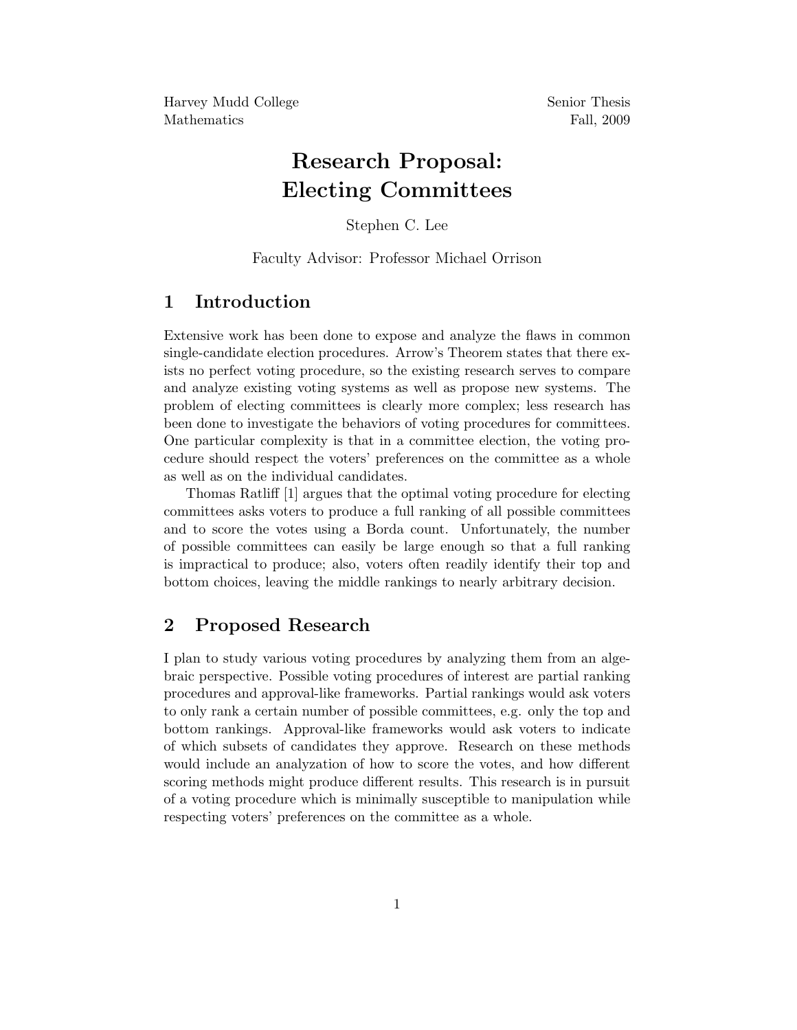Harvey Mudd College
Mathematics

Senior Thesis
Fall, 2009

# Research Proposal: Electing Committees

Stephen C. Lee

Faculty Advisor: Professor Michael Orrison

## 1 Introduction

Extensive work has been done to expose and analyze the flaws in common single-candidate election procedures. Arrow's Theorem states that there exists no perfect voting procedure, so the existing research serves to compare and analyze existing voting systems as well as propose new systems. The problem of electing committees is clearly more complex; less research has been done to investigate the behaviors of voting procedures for committees. One particular complexity is that in a committee election, the voting procedure should respect the voters' preferences on the committee as a whole as well as on the individual candidates.

Thomas Ratliff [1] argues that the optimal voting procedure for electing committees asks voters to produce a full ranking of all possible committees and to score the votes using a Borda count. Unfortunately, the number of possible committees can easily be large enough so that a full ranking is impractical to produce; also, voters often readily identify their top and bottom choices, leaving the middle rankings to nearly arbitrary decision.

## 2 Proposed Research

I plan to study various voting procedures by analyzing them from an algebraic perspective. Possible voting procedures of interest are partial ranking procedures and approval-like frameworks. Partial rankings would ask voters to only rank a certain number of possible committees, e.g. only the top and bottom rankings. Approval-like frameworks would ask voters to indicate of which subsets of candidates they approve. Research on these methods would include an analyzation of how to score the votes, and how different scoring methods might produce different results. This research is in pursuit of a voting procedure which is minimally susceptible to manipulation while respecting voters' preferences on the committee as a whole.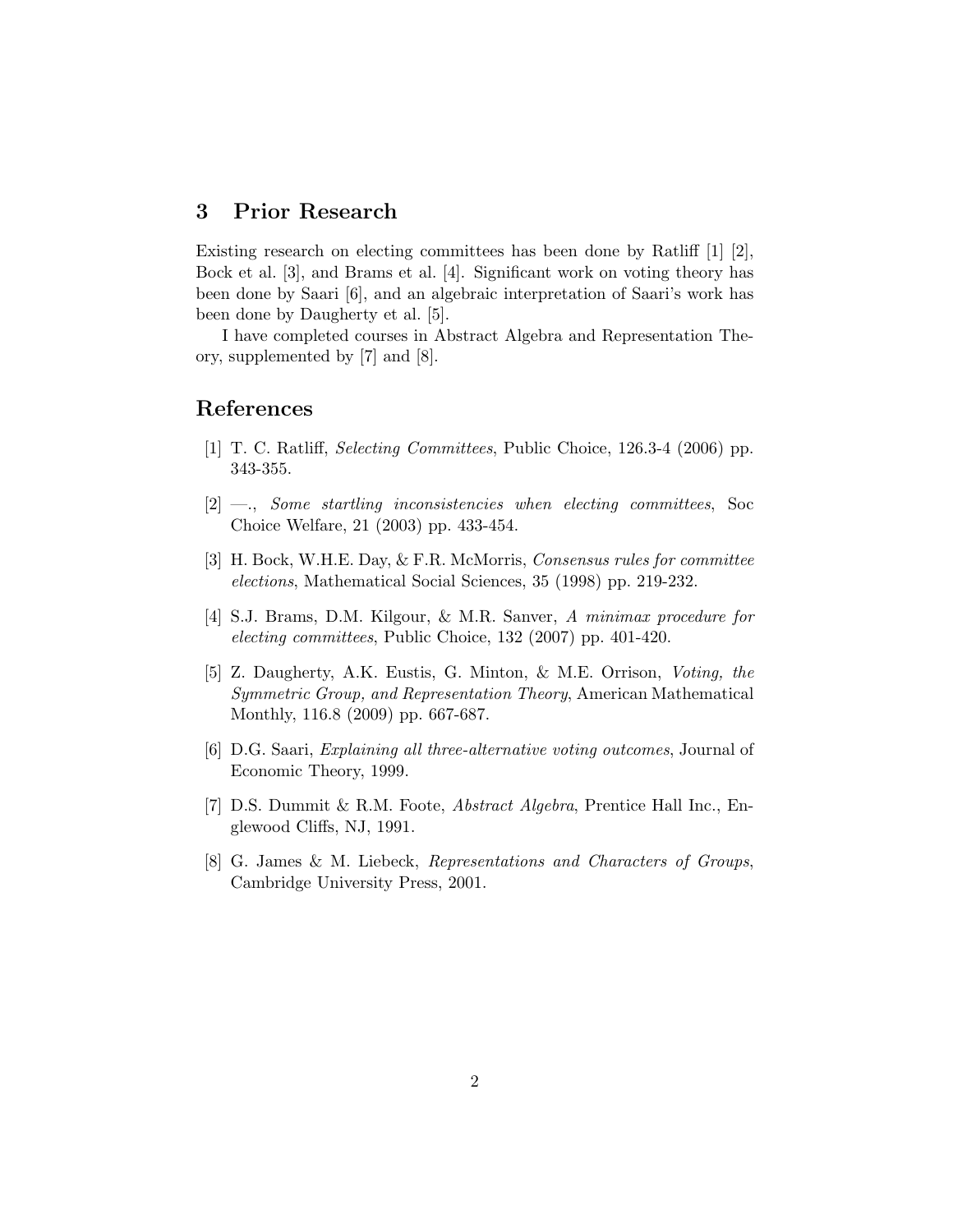## 3 Prior Research

Existing research on electing committees has been done by Ratliff [1] [2], Bock et al. [3], and Brams et al. [4]. Significant work on voting theory has been done by Saari [6], and an algebraic interpretation of Saari's work has been done by Daugherty et al. [5].

I have completed courses in Abstract Algebra and Representation Theory, supplemented by [7] and [8].

## References

[1] T. C. Ratliff, *Selecting Committees*, Public Choice, 126.3-4 (2006) pp. 343-355.

[2] —., *Some startling inconsistencies when electing committees*, Soc Choice Welfare, 21 (2003) pp. 433-454.

[3] H. Bock, W.H.E. Day, & F.R. McMorris, *Consensus rules for committee elections*, Mathematical Social Sciences, 35 (1998) pp. 219-232.

[4] S.J. Brams, D.M. Kilgour, & M.R. Sanver, *A minimax procedure for electing committees*, Public Choice, 132 (2007) pp. 401-420.

[5] Z. Daugherty, A.K. Eustis, G. Minton, & M.E. Orrison, *Voting, the Symmetric Group, and Representation Theory*, American Mathematical Monthly, 116.8 (2009) pp. 667-687.

[6] D.G. Saari, *Explaining all three-alternative voting outcomes*, Journal of Economic Theory, 1999.

[7] D.S. Dummit & R.M. Foote, *Abstract Algebra*, Prentice Hall Inc., Englewood Cliffs, NJ, 1991.

[8] G. James & M. Liebeck, *Representations and Characters of Groups*, Cambridge University Press, 2001.